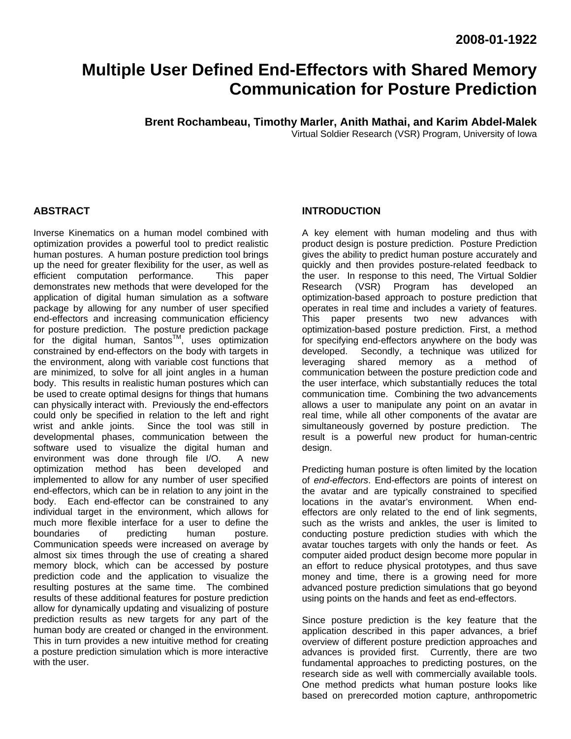2008-01-1922

# Multiple User Defined End-Effectors with Shared Memory Communication for Posture Prediction

**Brent Rochambeau, Timothy Marler, Anith Mathai, and Karim Abdel-Malek**
Virtual Soldier Research (VSR) Program, University of Iowa

## ABSTRACT

Inverse Kinematics on a human model combined with optimization provides a powerful tool to predict realistic human postures. A human posture prediction tool brings up the need for greater flexibility for the user, as well as efficient computation performance. This paper demonstrates new methods that were developed for the application of digital human simulation as a software package by allowing for any number of user specified end-effectors and increasing communication efficiency for posture prediction. The posture prediction package for the digital human, Santos[TM], uses optimization constrained by end-effectors on the body with targets in the environment, along with variable cost functions that are minimized, to solve for all joint angles in a human body. This results in realistic human postures which can be used to create optimal designs for things that humans can physically interact with. Previously the end-effectors could only be specified in relation to the left and right wrist and ankle joints. Since the tool was still in developmental phases, communication between the software used to visualize the digital human and environment was done through file I/O. A new optimization method has been developed and implemented to allow for any number of user specified end-effectors, which can be in relation to any joint in the body. Each end-effector can be constrained to any individual target in the environment, which allows for much more flexible interface for a user to define the boundaries of predicting human posture. Communication speeds were increased on average by almost six times through the use of creating a shared memory block, which can be accessed by posture prediction code and the application to visualize the resulting postures at the same time. The combined results of these additional features for posture prediction allow for dynamically updating and visualizing of posture prediction results as new targets for any part of the human body are created or changed in the environment. This in turn provides a new intuitive method for creating a posture prediction simulation which is more interactive with the user.

## INTRODUCTION

A key element with human modeling and thus with product design is posture prediction. Posture Prediction gives the ability to predict human posture accurately and quickly and then provides posture-related feedback to the user. In response to this need, The Virtual Soldier Research (VSR) Program has developed an optimization-based approach to posture prediction that operates in real time and includes a variety of features. This paper presents two new advances with optimization-based posture prediction. First, a method for specifying end-effectors anywhere on the body was developed. Secondly, a technique was utilized for leveraging shared memory as a method of communication between the posture prediction code and the user interface, which substantially reduces the total communication time. Combining the two advancements allows a user to manipulate any point on an avatar in real time, while all other components of the avatar are simultaneously governed by posture prediction. The result is a powerful new product for human-centric design.

Predicting human posture is often limited by the location of *end-effectors*. End-effectors are points of interest on the avatar and are typically constrained to specified locations in the avatar's environment. When end-effectors are only related to the end of link segments, such as the wrists and ankles, the user is limited to conducting posture prediction studies with which the avatar touches targets with only the hands or feet. As computer aided product design become more popular in an effort to reduce physical prototypes, and thus save money and time, there is a growing need for more advanced posture prediction simulations that go beyond using points on the hands and feet as end-effectors.

Since posture prediction is the key feature that the application described in this paper advances, a brief overview of different posture prediction approaches and advances is provided first. Currently, there are two fundamental approaches to predicting postures, on the research side as well with commercially available tools. One method predicts what human posture looks like based on prerecorded motion capture, anthropometric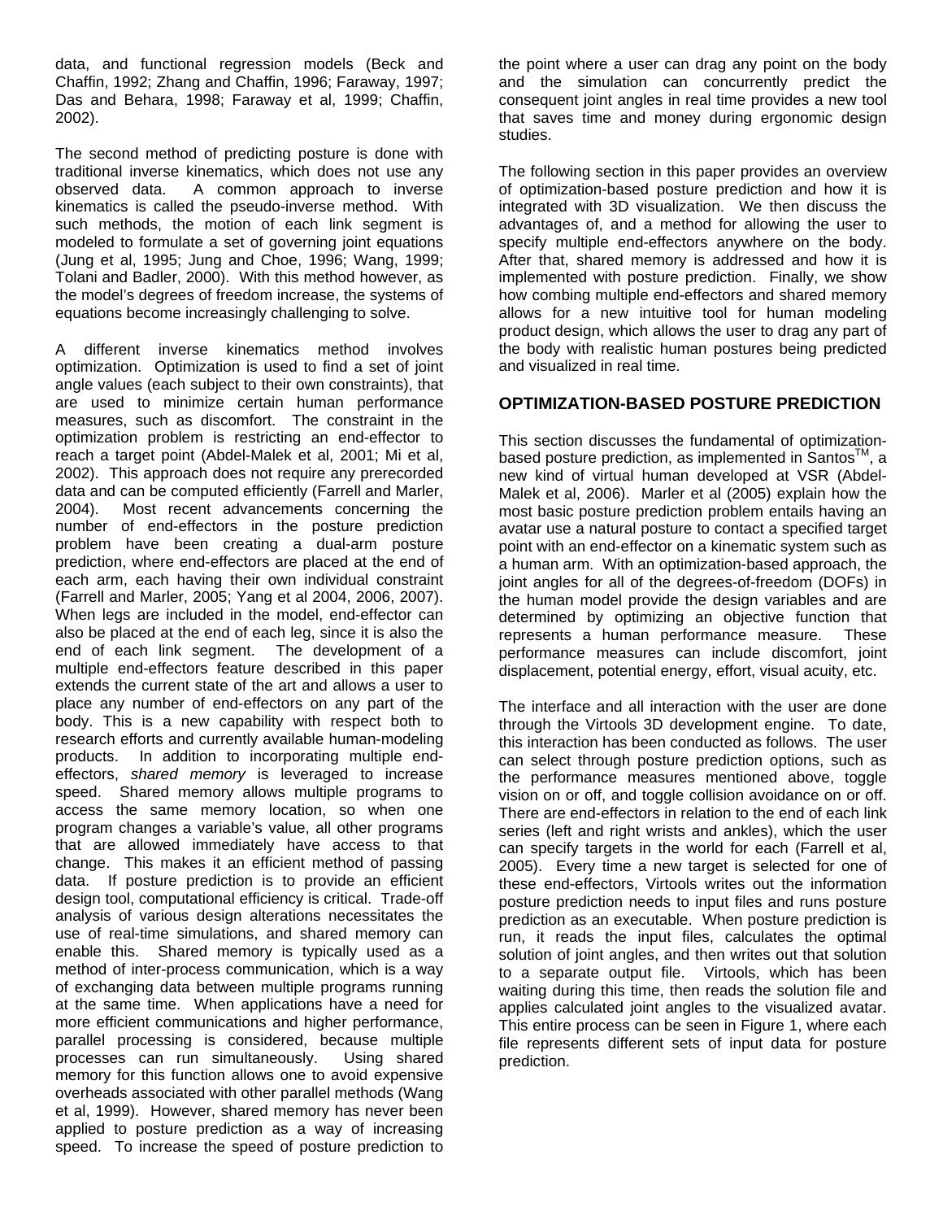data, and functional regression models (Beck and Chaffin, 1992; Zhang and Chaffin, 1996; Faraway, 1997; Das and Behara, 1998; Faraway et al, 1999; Chaffin, 2002).

The second method of predicting posture is done with traditional inverse kinematics, which does not use any observed data. A common approach to inverse kinematics is called the pseudo-inverse method. With such methods, the motion of each link segment is modeled to formulate a set of governing joint equations (Jung et al, 1995; Jung and Choe, 1996; Wang, 1999; Tolani and Badler, 2000). With this method however, as the model's degrees of freedom increase, the systems of equations become increasingly challenging to solve.

A different inverse kinematics method involves optimization. Optimization is used to find a set of joint angle values (each subject to their own constraints), that are used to minimize certain human performance measures, such as discomfort. The constraint in the optimization problem is restricting an end-effector to reach a target point (Abdel-Malek et al, 2001; Mi et al, 2002). This approach does not require any prerecorded data and can be computed efficiently (Farrell and Marler, 2004). Most recent advancements concerning the number of end-effectors in the posture prediction problem have been creating a dual-arm posture prediction, where end-effectors are placed at the end of each arm, each having their own individual constraint (Farrell and Marler, 2005; Yang et al 2004, 2006, 2007). When legs are included in the model, end-effector can also be placed at the end of each leg, since it is also the end of each link segment. The development of a multiple end-effectors feature described in this paper extends the current state of the art and allows a user to place any number of end-effectors on any part of the body. This is a new capability with respect both to research efforts and currently available human-modeling products. In addition to incorporating multiple end-effectors, *shared memory* is leveraged to increase speed. Shared memory allows multiple programs to access the same memory location, so when one program changes a variable's value, all other programs that are allowed immediately have access to that change. This makes it an efficient method of passing data. If posture prediction is to provide an efficient design tool, computational efficiency is critical. Trade-off analysis of various design alterations necessitates the use of real-time simulations, and shared memory can enable this. Shared memory is typically used as a method of inter-process communication, which is a way of exchanging data between multiple programs running at the same time. When applications have a need for more efficient communications and higher performance, parallel processing is considered, because multiple processes can run simultaneously. Using shared memory for this function allows one to avoid expensive overheads associated with other parallel methods (Wang et al, 1999). However, shared memory has never been applied to posture prediction as a way of increasing speed. To increase the speed of posture prediction to the point where a user can drag any point on the body and the simulation can concurrently predict the consequent joint angles in real time provides a new tool that saves time and money during ergonomic design studies.

The following section in this paper provides an overview of optimization-based posture prediction and how it is integrated with 3D visualization. We then discuss the advantages of, and a method for allowing the user to specify multiple end-effectors anywhere on the body. After that, shared memory is addressed and how it is implemented with posture prediction. Finally, we show how combing multiple end-effectors and shared memory allows for a new intuitive tool for human modeling product design, which allows the user to drag any part of the body with realistic human postures being predicted and visualized in real time.

## OPTIMIZATION-BASED POSTURE PREDICTION

This section discusses the fundamental of optimization-based posture prediction, as implemented in Santos™, a new kind of virtual human developed at VSR (Abdel-Malek et al, 2006). Marler et al (2005) explain how the most basic posture prediction problem entails having an avatar use a natural posture to contact a specified target point with an end-effector on a kinematic system such as a human arm. With an optimization-based approach, the joint angles for all of the degrees-of-freedom (DOFs) in the human model provide the design variables and are determined by optimizing an objective function that represents a human performance measure. These performance measures can include discomfort, joint displacement, potential energy, effort, visual acuity, etc.

The interface and all interaction with the user are done through the Virtools 3D development engine. To date, this interaction has been conducted as follows. The user can select through posture prediction options, such as the performance measures mentioned above, toggle vision on or off, and toggle collision avoidance on or off. There are end-effectors in relation to the end of each link series (left and right wrists and ankles), which the user can specify targets in the world for each (Farrell et al, 2005). Every time a new target is selected for one of these end-effectors, Virtools writes out the information posture prediction needs to input files and runs posture prediction as an executable. When posture prediction is run, it reads the input files, calculates the optimal solution of joint angles, and then writes out that solution to a separate output file. Virtools, which has been waiting during this time, then reads the solution file and applies calculated joint angles to the visualized avatar. This entire process can be seen in Figure 1, where each file represents different sets of input data for posture prediction.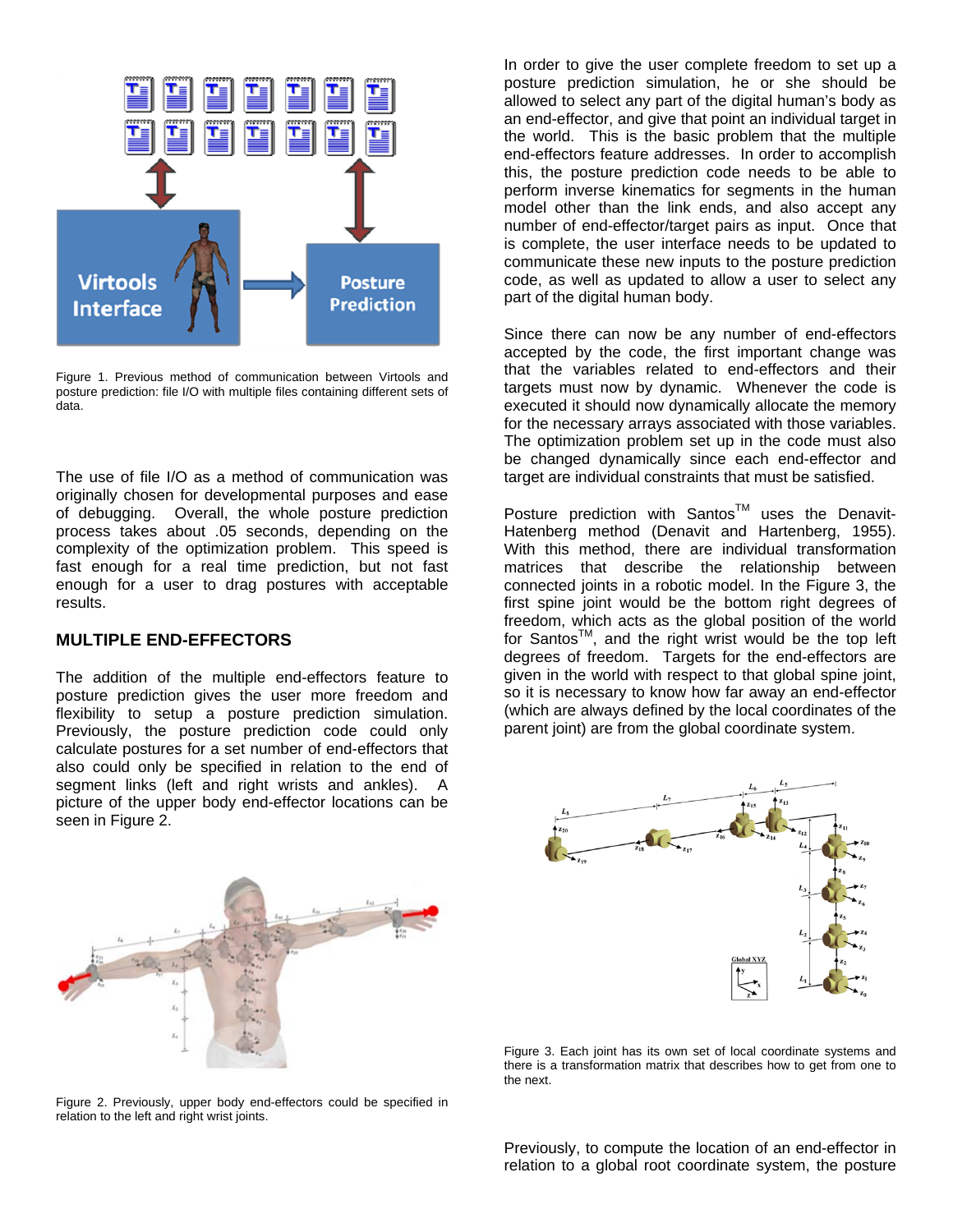Figure 1. Previous method of communication between Virtools and posture prediction: file I/O with multiple files containing different sets of data.

The use of file I/O as a method of communication was originally chosen for developmental purposes and ease of debugging. Overall, the whole posture prediction process takes about .05 seconds, depending on the complexity of the optimization problem. This speed is fast enough for a real time prediction, but not fast enough for a user to drag postures with acceptable results.

## MULTIPLE END-EFFECTORS

The addition of the multiple end-effectors feature to posture prediction gives the user more freedom and flexibility to setup a posture prediction simulation. Previously, the posture prediction code could only calculate postures for a set number of end-effectors that also could only be specified in relation to the end of segment links (left and right wrists and ankles). A picture of the upper body end-effector locations can be seen in Figure 2.

Figure 2. Previously, upper body end-effectors could be specified in relation to the left and right wrist joints.

In order to give the user complete freedom to set up a posture prediction simulation, he or she should be allowed to select any part of the digital human's body as an end-effector, and give that point an individual target in the world. This is the basic problem that the multiple end-effectors feature addresses. In order to accomplish this, the posture prediction code needs to be able to perform inverse kinematics for segments in the human model other than the link ends, and also accept any number of end-effector/target pairs as input. Once that is complete, the user interface needs to be updated to communicate these new inputs to the posture prediction code, as well as updated to allow a user to select any part of the digital human body.

Since there can now be any number of end-effectors accepted by the code, the first important change was that the variables related to end-effectors and their targets must now by dynamic. Whenever the code is executed it should now dynamically allocate the memory for the necessary arrays associated with those variables. The optimization problem set up in the code must also be changed dynamically since each end-effector and target are individual constraints that must be satisfied.

Posture prediction with Santos™ uses the Denavit-Hatenberg method (Denavit and Hartenberg, 1955). With this method, there are individual transformation matrices that describe the relationship between connected joints in a robotic model. In the Figure 3, the first spine joint would be the bottom right degrees of freedom, which acts as the global position of the world for Santos™, and the right wrist would be the top left degrees of freedom. Targets for the end-effectors are given in the world with respect to that global spine joint, so it is necessary to know how far away an end-effector (which are always defined by the local coordinates of the parent joint) are from the global coordinate system.

Figure 3. Each joint has its own set of local coordinate systems and there is a transformation matrix that describes how to get from one to the next.

Previously, to compute the location of an end-effector in relation to a global root coordinate system, the posture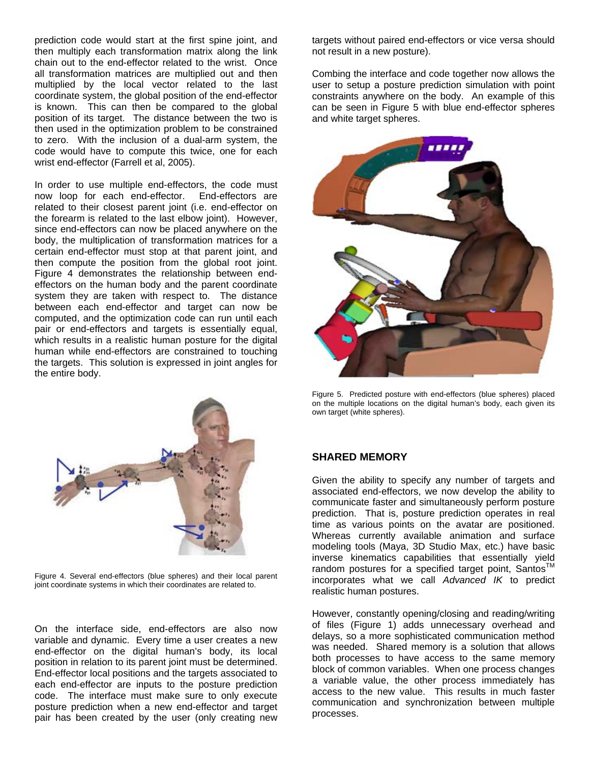prediction code would start at the first spine joint, and then multiply each transformation matrix along the link chain out to the end-effector related to the wrist. Once all transformation matrices are multiplied out and then multiplied by the local vector related to the last coordinate system, the global position of the end-effector is known. This can then be compared to the global position of its target. The distance between the two is then used in the optimization problem to be constrained to zero. With the inclusion of a dual-arm system, the code would have to compute this twice, one for each wrist end-effector (Farrell et al, 2005).

In order to use multiple end-effectors, the code must now loop for each end-effector. End-effectors are related to their closest parent joint (i.e. end-effector on the forearm is related to the last elbow joint). However, since end-effectors can now be placed anywhere on the body, the multiplication of transformation matrices for a certain end-effector must stop at that parent joint, and then compute the position from the global root joint. Figure 4 demonstrates the relationship between end-effectors on the human body and the parent coordinate system they are taken with respect to. The distance between each end-effector and target can now be computed, and the optimization code can run until each pair or end-effectors and targets is essentially equal, which results in a realistic human posture for the digital human while end-effectors are constrained to touching the targets. This solution is expressed in joint angles for the entire body.

Figure 4. Several end-effectors (blue spheres) and their local parent joint coordinate systems in which their coordinates are related to.

On the interface side, end-effectors are also now variable and dynamic. Every time a user creates a new end-effector on the digital human's body, its local position in relation to its parent joint must be determined. End-effector local positions and the targets associated to each end-effector are inputs to the posture prediction code. The interface must make sure to only execute posture prediction when a new end-effector and target pair has been created by the user (only creating new targets without paired end-effectors or vice versa should not result in a new posture).

Combing the interface and code together now allows the user to setup a posture prediction simulation with point constraints anywhere on the body. An example of this can be seen in Figure 5 with blue end-effector spheres and white target spheres.

Figure 5. Predicted posture with end-effectors (blue spheres) placed on the multiple locations on the digital human's body, each given its own target (white spheres).

## SHARED MEMORY

Given the ability to specify any number of targets and associated end-effectors, we now develop the ability to communicate faster and simultaneously perform posture prediction. That is, posture prediction operates in real time as various points on the avatar are positioned. Whereas currently available animation and surface modeling tools (Maya, 3D Studio Max, etc.) have basic inverse kinematics capabilities that essentially yield random postures for a specified target point, Santos™ incorporates what we call *Advanced IK* to predict realistic human postures.

However, constantly opening/closing and reading/writing of files (Figure 1) adds unnecessary overhead and delays, so a more sophisticated communication method was needed. Shared memory is a solution that allows both processes to have access to the same memory block of common variables. When one process changes a variable value, the other process immediately has access to the new value. This results in much faster communication and synchronization between multiple processes.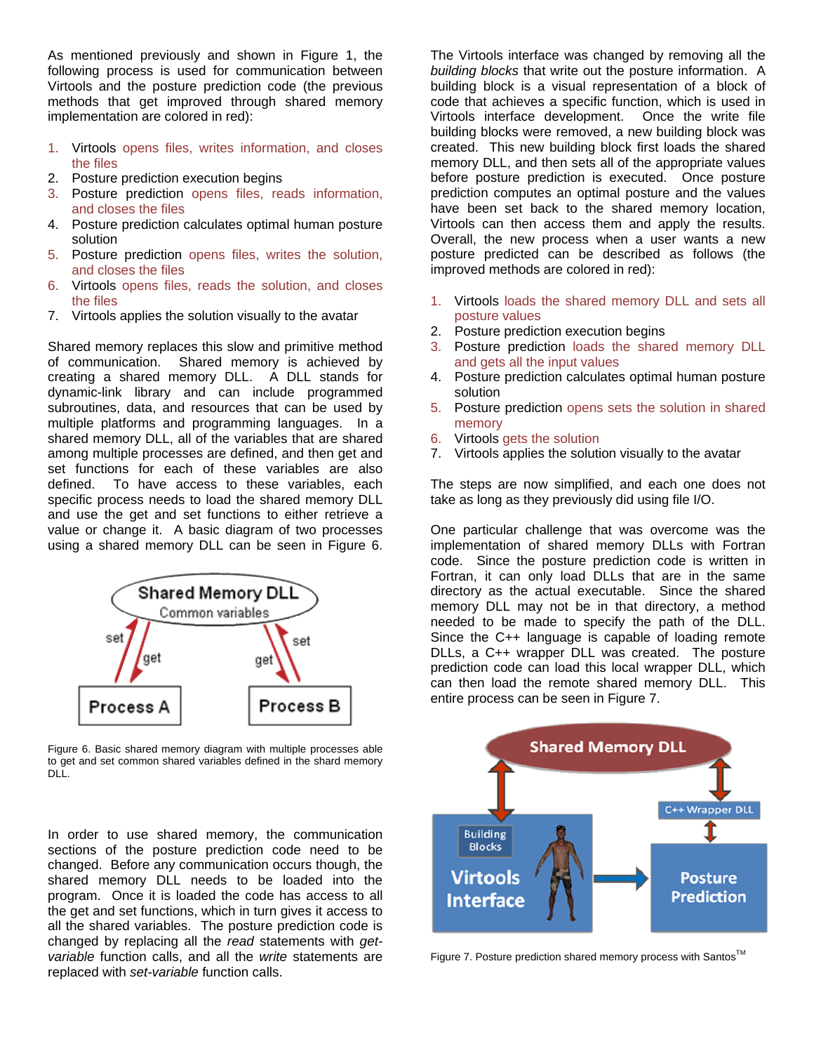As mentioned previously and shown in Figure 1, the following process is used for communication between Virtools and the posture prediction code (the previous methods that get improved through shared memory implementation are colored in red):

1. Virtools opens files, writes information, and closes the files
2. Posture prediction execution begins
3. Posture prediction opens files, reads information, and closes the files
4. Posture prediction calculates optimal human posture solution
5. Posture prediction opens files, writes the solution, and closes the files
6. Virtools opens files, reads the solution, and closes the files
7. Virtools applies the solution visually to the avatar

Shared memory replaces this slow and primitive method of communication. Shared memory is achieved by creating a shared memory DLL. A DLL stands for dynamic-link library and can include programmed subroutines, data, and resources that can be used by multiple platforms and programming languages. In a shared memory DLL, all of the variables that are shared among multiple processes are defined, and then get and set functions for each of these variables are also defined. To have access to these variables, each specific process needs to load the shared memory DLL and use the get and set functions to either retrieve a value or change it. A basic diagram of two processes using a shared memory DLL can be seen in Figure 6.

Figure 6. Basic shared memory diagram with multiple processes able to get and set common shared variables defined in the shard memory DLL.

In order to use shared memory, the communication sections of the posture prediction code need to be changed. Before any communication occurs though, the shared memory DLL needs to be loaded into the program. Once it is loaded the code has access to all the get and set functions, which in turn gives it access to all the shared variables. The posture prediction code is changed by replacing all the *read* statements with *get-variable* function calls, and all the *write* statements are replaced with *set-variable* function calls.

The Virtools interface was changed by removing all the *building blocks* that write out the posture information. A building block is a visual representation of a block of code that achieves a specific function, which is used in Virtools interface development. Once the write file building blocks were removed, a new building block was created. This new building block first loads the shared memory DLL, and then sets all of the appropriate values before posture prediction is executed. Once posture prediction computes an optimal posture and the values have been set back to the shared memory location, Virtools can then access them and apply the results. Overall, the new process when a user wants a new posture predicted can be described as follows (the improved methods are colored in red):

1. Virtools loads the shared memory DLL and sets all posture values
2. Posture prediction execution begins
3. Posture prediction loads the shared memory DLL and gets all the input values
4. Posture prediction calculates optimal human posture solution
5. Posture prediction opens sets the solution in shared memory
6. Virtools gets the solution
7. Virtools applies the solution visually to the avatar

The steps are now simplified, and each one does not take as long as they previously did using file I/O.

One particular challenge that was overcome was the implementation of shared memory DLLs with Fortran code. Since the posture prediction code is written in Fortran, it can only load DLLs that are in the same directory as the actual executable. Since the shared memory DLL may not be in that directory, a method needed to be made to specify the path of the DLL. Since the C++ language is capable of loading remote DLLs, a C++ wrapper DLL was created. The posture prediction code can load this local wrapper DLL, which can then load the remote shared memory DLL. This entire process can be seen in Figure 7.

Figure 7. Posture prediction shared memory process with Santos™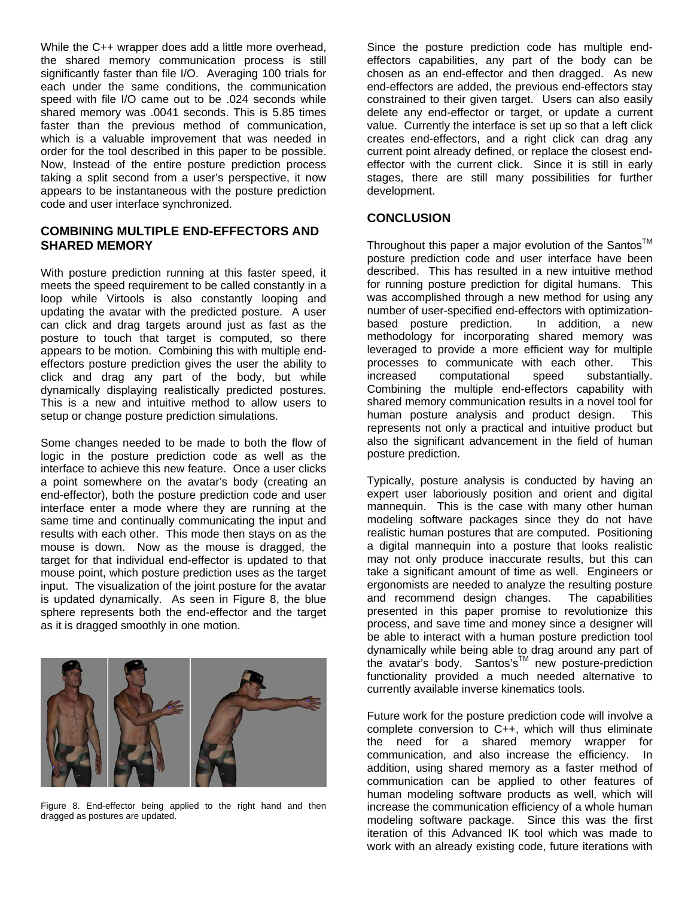While the C++ wrapper does add a little more overhead, the shared memory communication process is still significantly faster than file I/O. Averaging 100 trials for each under the same conditions, the communication speed with file I/O came out to be .024 seconds while shared memory was .0041 seconds. This is 5.85 times faster than the previous method of communication, which is a valuable improvement that was needed in order for the tool described in this paper to be possible. Now, Instead of the entire posture prediction process taking a split second from a user's perspective, it now appears to be instantaneous with the posture prediction code and user interface synchronized.

## COMBINING MULTIPLE END-EFFECTORS AND SHARED MEMORY

With posture prediction running at this faster speed, it meets the speed requirement to be called constantly in a loop while Virtools is also constantly looping and updating the avatar with the predicted posture. A user can click and drag targets around just as fast as the posture to touch that target is computed, so there appears to be motion. Combining this with multiple end-effectors posture prediction gives the user the ability to click and drag any part of the body, but while dynamically displaying realistically predicted postures. This is a new and intuitive method to allow users to setup or change posture prediction simulations.

Some changes needed to be made to both the flow of logic in the posture prediction code as well as the interface to achieve this new feature. Once a user clicks a point somewhere on the avatar's body (creating an end-effector), both the posture prediction code and user interface enter a mode where they are running at the same time and continually communicating the input and results with each other. This mode then stays on as the mouse is down. Now as the mouse is dragged, the target for that individual end-effector is updated to that mouse point, which posture prediction uses as the target input. The visualization of the joint posture for the avatar is updated dynamically. As seen in Figure 8, the blue sphere represents both the end-effector and the target as it is dragged smoothly in one motion.

Figure 8. End-effector being applied to the right hand and then dragged as postures are updated.

Since the posture prediction code has multiple end-effectors capabilities, any part of the body can be chosen as an end-effector and then dragged. As new end-effectors are added, the previous end-effectors stay constrained to their given target. Users can also easily delete any end-effector or target, or update a current value. Currently the interface is set up so that a left click creates end-effectors, and a right click can drag any current point already defined, or replace the closest end-effector with the current click. Since it is still in early stages, there are still many possibilities for further development.

## CONCLUSION

Throughout this paper a major evolution of the Santos™ posture prediction code and user interface have been described. This has resulted in a new intuitive method for running posture prediction for digital humans. This was accomplished through a new method for using any number of user-specified end-effectors with optimization-based posture prediction. In addition, a new methodology for incorporating shared memory was leveraged to provide a more efficient way for multiple processes to communicate with each other. This increased computational speed substantially. Combining the multiple end-effectors capability with shared memory communication results in a novel tool for human posture analysis and product design. This represents not only a practical and intuitive product but also the significant advancement in the field of human posture prediction.

Typically, posture analysis is conducted by having an expert user laboriously position and orient and digital mannequin. This is the case with many other human modeling software packages since they do not have realistic human postures that are computed. Positioning a digital mannequin into a posture that looks realistic may not only produce inaccurate results, but this can take a significant amount of time as well. Engineers or ergonomists are needed to analyze the resulting posture and recommend design changes. The capabilities presented in this paper promise to revolutionize this process, and save time and money since a designer will be able to interact with a human posture prediction tool dynamically while being able to drag around any part of the avatar's body. Santos's™ new posture-prediction functionality provided a much needed alternative to currently available inverse kinematics tools.

Future work for the posture prediction code will involve a complete conversion to C++, which will thus eliminate the need for a shared memory wrapper for communication, and also increase the efficiency. In addition, using shared memory as a faster method of communication can be applied to other features of human modeling software products as well, which will increase the communication efficiency of a whole human modeling software package. Since this was the first iteration of this Advanced IK tool which was made to work with an already existing code, future iterations with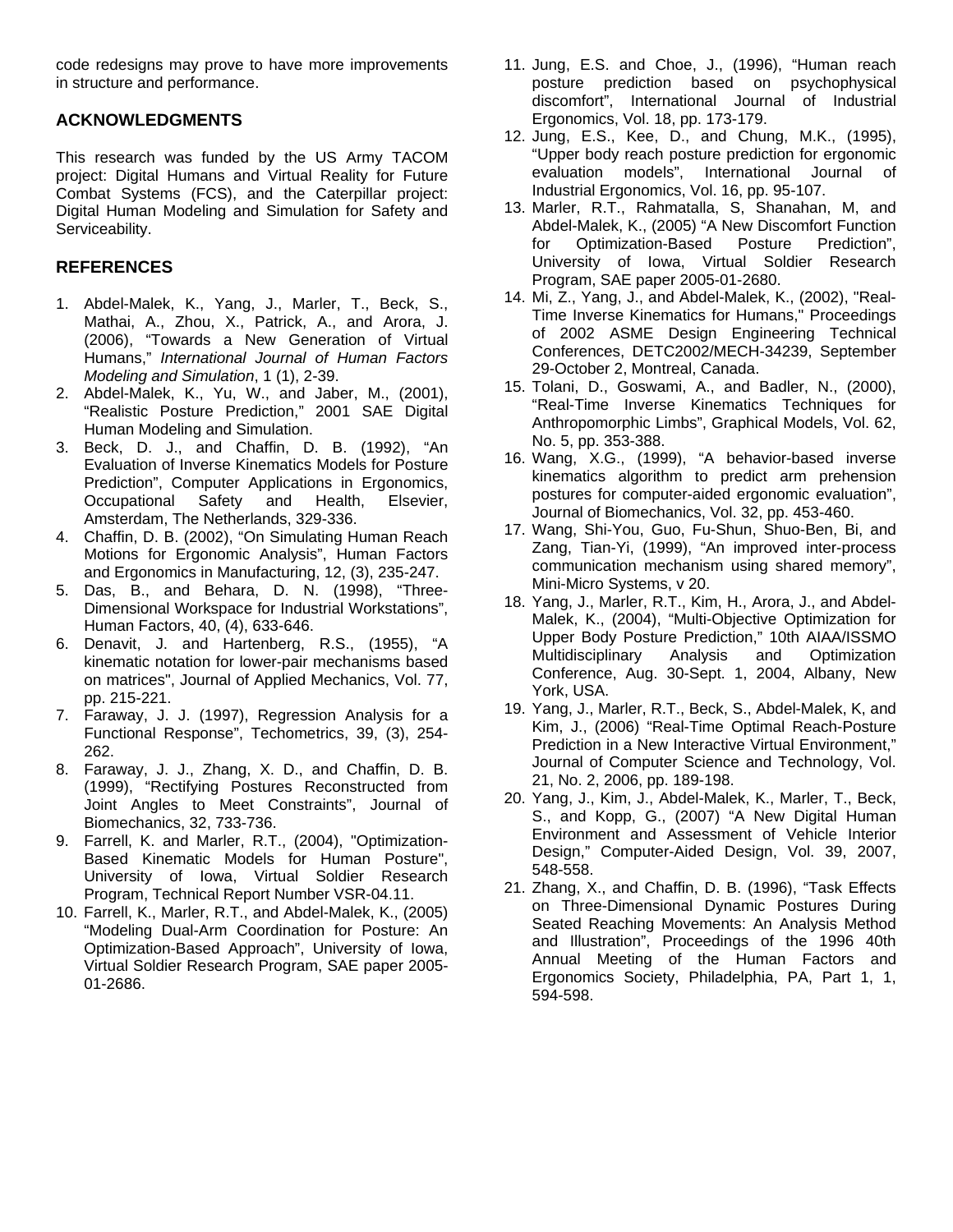code redesigns may prove to have more improvements in structure and performance.

## ACKNOWLEDGMENTS

This research was funded by the US Army TACOM project: Digital Humans and Virtual Reality for Future Combat Systems (FCS), and the Caterpillar project: Digital Human Modeling and Simulation for Safety and Serviceability.

## REFERENCES

1. Abdel-Malek, K., Yang, J., Marler, T., Beck, S., Mathai, A., Zhou, X., Patrick, A., and Arora, J. (2006), "Towards a New Generation of Virtual Humans," *International Journal of Human Factors Modeling and Simulation*, 1 (1), 2-39.
2. Abdel-Malek, K., Yu, W., and Jaber, M., (2001), "Realistic Posture Prediction," 2001 SAE Digital Human Modeling and Simulation.
3. Beck, D. J., and Chaffin, D. B. (1992), "An Evaluation of Inverse Kinematics Models for Posture Prediction", Computer Applications in Ergonomics, Occupational Safety and Health, Elsevier, Amsterdam, The Netherlands, 329-336.
4. Chaffin, D. B. (2002), "On Simulating Human Reach Motions for Ergonomic Analysis", Human Factors and Ergonomics in Manufacturing, 12, (3), 235-247.
5. Das, B., and Behara, D. N. (1998), "Three-Dimensional Workspace for Industrial Workstations", Human Factors, 40, (4), 633-646.
6. Denavit, J. and Hartenberg, R.S., (1955), "A kinematic notation for lower-pair mechanisms based on matrices", Journal of Applied Mechanics, Vol. 77, pp. 215-221.
7. Faraway, J. J. (1997), Regression Analysis for a Functional Response", Techometrics, 39, (3), 254-262.
8. Faraway, J. J., Zhang, X. D., and Chaffin, D. B. (1999), "Rectifying Postures Reconstructed from Joint Angles to Meet Constraints", Journal of Biomechanics, 32, 733-736.
9. Farrell, K. and Marler, R.T., (2004), "Optimization-Based Kinematic Models for Human Posture", University of Iowa, Virtual Soldier Research Program, Technical Report Number VSR-04.11.
10. Farrell, K., Marler, R.T., and Abdel-Malek, K., (2005) "Modeling Dual-Arm Coordination for Posture: An Optimization-Based Approach", University of Iowa, Virtual Soldier Research Program, SAE paper 2005-01-2686.
11. Jung, E.S. and Choe, J., (1996), "Human reach posture prediction based on psychophysical discomfort", International Journal of Industrial Ergonomics, Vol. 18, pp. 173-179.
12. Jung, E.S., Kee, D., and Chung, M.K., (1995), "Upper body reach posture prediction for ergonomic evaluation models", International Journal of Industrial Ergonomics, Vol. 16, pp. 95-107.
13. Marler, R.T., Rahmatalla, S, Shanahan, M, and Abdel-Malek, K., (2005) "A New Discomfort Function for Optimization-Based Posture Prediction", University of Iowa, Virtual Soldier Research Program, SAE paper 2005-01-2680.
14. Mi, Z., Yang, J., and Abdel-Malek, K., (2002), "Real-Time Inverse Kinematics for Humans," Proceedings of 2002 ASME Design Engineering Technical Conferences, DETC2002/MECH-34239, September 29-October 2, Montreal, Canada.
15. Tolani, D., Goswami, A., and Badler, N., (2000), "Real-Time Inverse Kinematics Techniques for Anthropomorphic Limbs", Graphical Models, Vol. 62, No. 5, pp. 353-388.
16. Wang, X.G., (1999), "A behavior-based inverse kinematics algorithm to predict arm prehension postures for computer-aided ergonomic evaluation", Journal of Biomechanics, Vol. 32, pp. 453-460.
17. Wang, Shi-You, Guo, Fu-Shun, Shuo-Ben, Bi, and Zang, Tian-Yi, (1999), "An improved inter-process communication mechanism using shared memory", Mini-Micro Systems, v 20.
18. Yang, J., Marler, R.T., Kim, H., Arora, J., and Abdel-Malek, K., (2004), "Multi-Objective Optimization for Upper Body Posture Prediction," 10th AIAA/ISSMO Multidisciplinary Analysis and Optimization Conference, Aug. 30-Sept. 1, 2004, Albany, New York, USA.
19. Yang, J., Marler, R.T., Beck, S., Abdel-Malek, K, and Kim, J., (2006) "Real-Time Optimal Reach-Posture Prediction in a New Interactive Virtual Environment," Journal of Computer Science and Technology, Vol. 21, No. 2, 2006, pp. 189-198.
20. Yang, J., Kim, J., Abdel-Malek, K., Marler, T., Beck, S., and Kopp, G., (2007) "A New Digital Human Environment and Assessment of Vehicle Interior Design," Computer-Aided Design, Vol. 39, 2007, 548-558.
21. Zhang, X., and Chaffin, D. B. (1996), "Task Effects on Three-Dimensional Dynamic Postures During Seated Reaching Movements: An Analysis Method and Illustration", Proceedings of the 1996 40th Annual Meeting of the Human Factors and Ergonomics Society, Philadelphia, PA, Part 1, 1, 594-598.